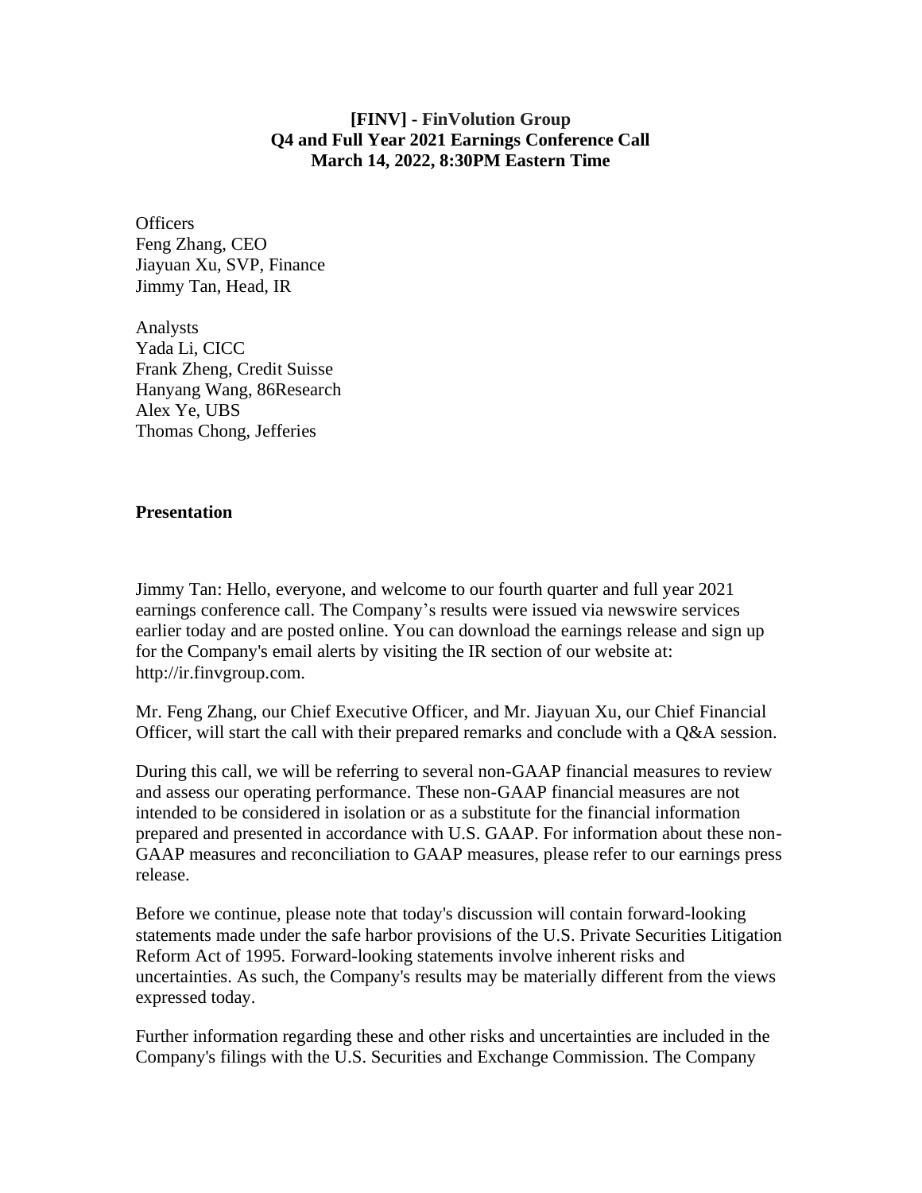**[FINV] - FinVolution Group**
**Q4 and Full Year 2021 Earnings Conference Call**
**March 14, 2022, 8:30PM Eastern Time**

Officers
Feng Zhang, CEO
Jiayuan Xu, SVP, Finance
Jimmy Tan, Head, IR

Analysts
Yada Li, CICC
Frank Zheng, Credit Suisse
Hanyang Wang, 86Research
Alex Ye, UBS
Thomas Chong, Jefferies

## Presentation

Jimmy Tan: Hello, everyone, and welcome to our fourth quarter and full year 2021 earnings conference call. The Company's results were issued via newswire services earlier today and are posted online. You can download the earnings release and sign up for the Company's email alerts by visiting the IR section of our website at: http://ir.finvgroup.com.

Mr. Feng Zhang, our Chief Executive Officer, and Mr. Jiayuan Xu, our Chief Financial Officer, will start the call with their prepared remarks and conclude with a Q&A session.

During this call, we will be referring to several non-GAAP financial measures to review and assess our operating performance. These non-GAAP financial measures are not intended to be considered in isolation or as a substitute for the financial information prepared and presented in accordance with U.S. GAAP. For information about these non-GAAP measures and reconciliation to GAAP measures, please refer to our earnings press release.

Before we continue, please note that today's discussion will contain forward-looking statements made under the safe harbor provisions of the U.S. Private Securities Litigation Reform Act of 1995. Forward-looking statements involve inherent risks and uncertainties. As such, the Company's results may be materially different from the views expressed today.

Further information regarding these and other risks and uncertainties are included in the Company's filings with the U.S. Securities and Exchange Commission. The Company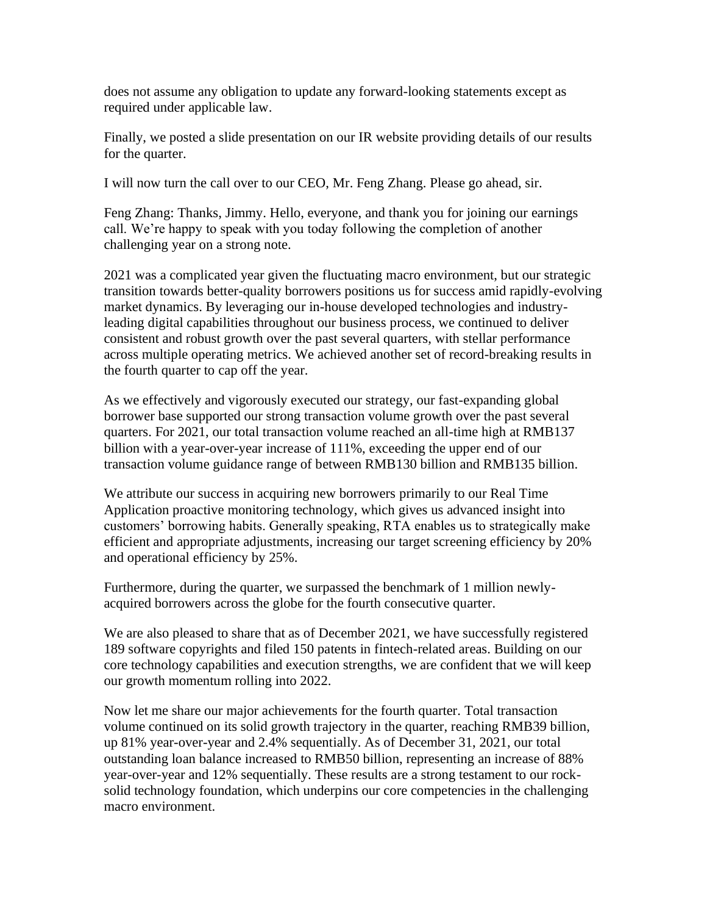does not assume any obligation to update any forward-looking statements except as required under applicable law.

Finally, we posted a slide presentation on our IR website providing details of our results for the quarter.

I will now turn the call over to our CEO, Mr. Feng Zhang. Please go ahead, sir.

Feng Zhang: Thanks, Jimmy. Hello, everyone, and thank you for joining our earnings call. We're happy to speak with you today following the completion of another challenging year on a strong note.

2021 was a complicated year given the fluctuating macro environment, but our strategic transition towards better-quality borrowers positions us for success amid rapidly-evolving market dynamics. By leveraging our in-house developed technologies and industry-leading digital capabilities throughout our business process, we continued to deliver consistent and robust growth over the past several quarters, with stellar performance across multiple operating metrics. We achieved another set of record-breaking results in the fourth quarter to cap off the year.

As we effectively and vigorously executed our strategy, our fast-expanding global borrower base supported our strong transaction volume growth over the past several quarters. For 2021, our total transaction volume reached an all-time high at RMB137 billion with a year-over-year increase of 111%, exceeding the upper end of our transaction volume guidance range of between RMB130 billion and RMB135 billion.

We attribute our success in acquiring new borrowers primarily to our Real Time Application proactive monitoring technology, which gives us advanced insight into customers' borrowing habits. Generally speaking, RTA enables us to strategically make efficient and appropriate adjustments, increasing our target screening efficiency by 20% and operational efficiency by 25%.

Furthermore, during the quarter, we surpassed the benchmark of 1 million newly-acquired borrowers across the globe for the fourth consecutive quarter.

We are also pleased to share that as of December 2021, we have successfully registered 189 software copyrights and filed 150 patents in fintech-related areas. Building on our core technology capabilities and execution strengths, we are confident that we will keep our growth momentum rolling into 2022.

Now let me share our major achievements for the fourth quarter. Total transaction volume continued on its solid growth trajectory in the quarter, reaching RMB39 billion, up 81% year-over-year and 2.4% sequentially. As of December 31, 2021, our total outstanding loan balance increased to RMB50 billion, representing an increase of 88% year-over-year and 12% sequentially. These results are a strong testament to our rock-solid technology foundation, which underpins our core competencies in the challenging macro environment.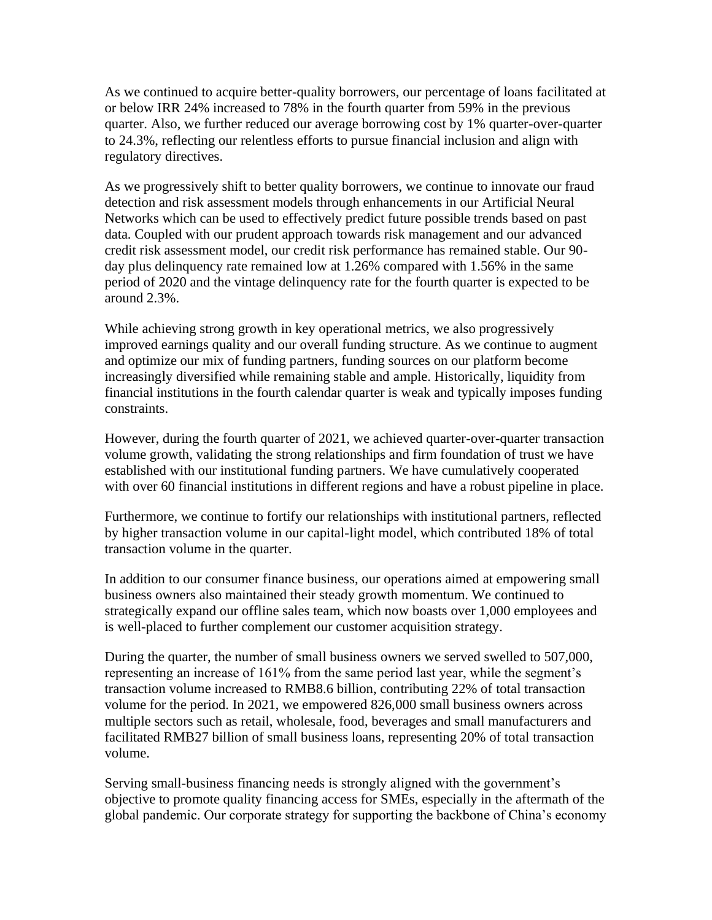As we continued to acquire better-quality borrowers, our percentage of loans facilitated at or below IRR 24% increased to 78% in the fourth quarter from 59% in the previous quarter. Also, we further reduced our average borrowing cost by 1% quarter-over-quarter to 24.3%, reflecting our relentless efforts to pursue financial inclusion and align with regulatory directives.

As we progressively shift to better quality borrowers, we continue to innovate our fraud detection and risk assessment models through enhancements in our Artificial Neural Networks which can be used to effectively predict future possible trends based on past data. Coupled with our prudent approach towards risk management and our advanced credit risk assessment model, our credit risk performance has remained stable. Our 90-day plus delinquency rate remained low at 1.26% compared with 1.56% in the same period of 2020 and the vintage delinquency rate for the fourth quarter is expected to be around 2.3%.

While achieving strong growth in key operational metrics, we also progressively improved earnings quality and our overall funding structure. As we continue to augment and optimize our mix of funding partners, funding sources on our platform become increasingly diversified while remaining stable and ample. Historically, liquidity from financial institutions in the fourth calendar quarter is weak and typically imposes funding constraints.

However, during the fourth quarter of 2021, we achieved quarter-over-quarter transaction volume growth, validating the strong relationships and firm foundation of trust we have established with our institutional funding partners. We have cumulatively cooperated with over 60 financial institutions in different regions and have a robust pipeline in place.

Furthermore, we continue to fortify our relationships with institutional partners, reflected by higher transaction volume in our capital-light model, which contributed 18% of total transaction volume in the quarter.

In addition to our consumer finance business, our operations aimed at empowering small business owners also maintained their steady growth momentum. We continued to strategically expand our offline sales team, which now boasts over 1,000 employees and is well-placed to further complement our customer acquisition strategy.

During the quarter, the number of small business owners we served swelled to 507,000, representing an increase of 161% from the same period last year, while the segment's transaction volume increased to RMB8.6 billion, contributing 22% of total transaction volume for the period. In 2021, we empowered 826,000 small business owners across multiple sectors such as retail, wholesale, food, beverages and small manufacturers and facilitated RMB27 billion of small business loans, representing 20% of total transaction volume.

Serving small-business financing needs is strongly aligned with the government's objective to promote quality financing access for SMEs, especially in the aftermath of the global pandemic. Our corporate strategy for supporting the backbone of China's economy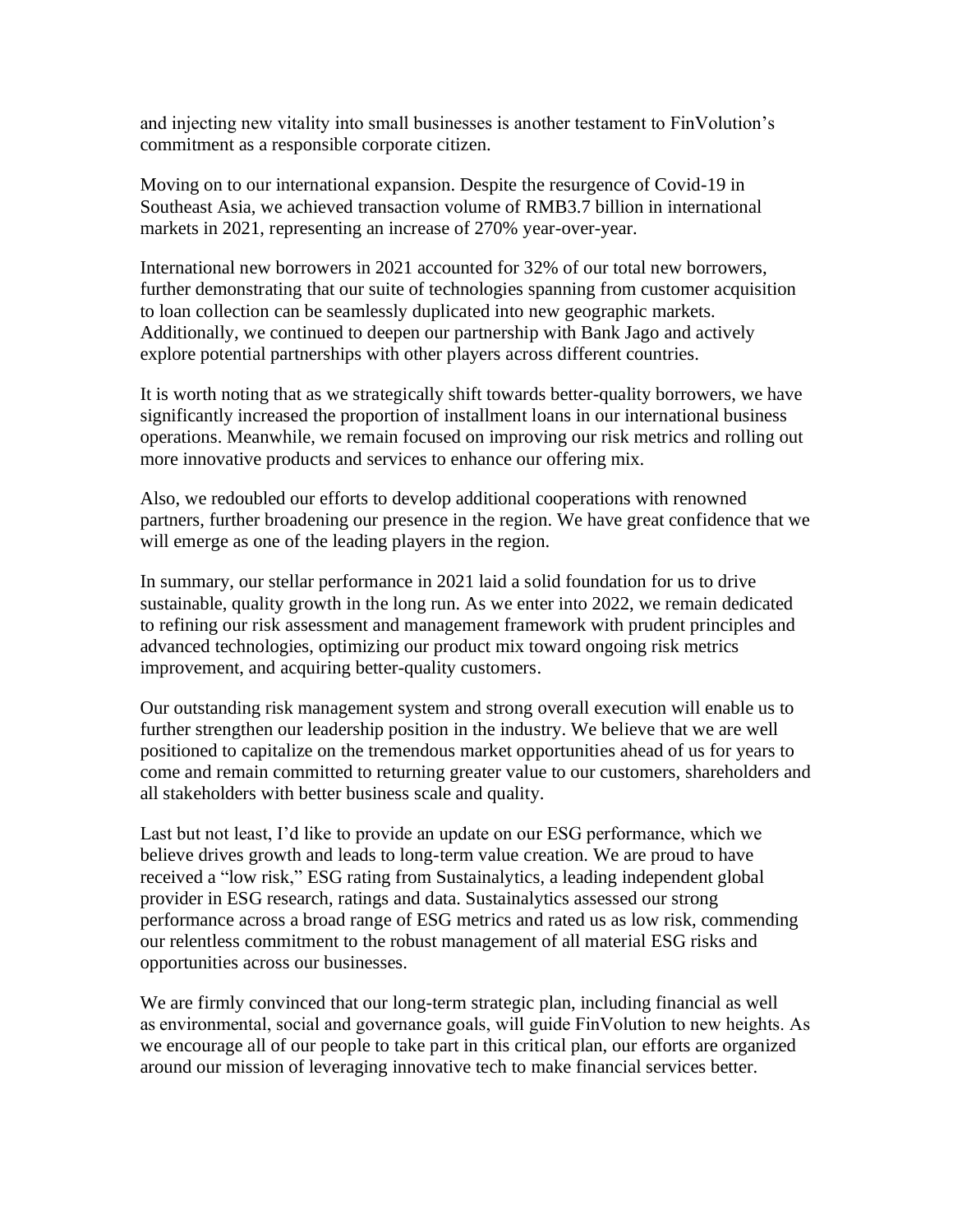and injecting new vitality into small businesses is another testament to FinVolution's commitment as a responsible corporate citizen.

Moving on to our international expansion. Despite the resurgence of Covid-19 in Southeast Asia, we achieved transaction volume of RMB3.7 billion in international markets in 2021, representing an increase of 270% year-over-year.

International new borrowers in 2021 accounted for 32% of our total new borrowers, further demonstrating that our suite of technologies spanning from customer acquisition to loan collection can be seamlessly duplicated into new geographic markets. Additionally, we continued to deepen our partnership with Bank Jago and actively explore potential partnerships with other players across different countries.

It is worth noting that as we strategically shift towards better-quality borrowers, we have significantly increased the proportion of installment loans in our international business operations. Meanwhile, we remain focused on improving our risk metrics and rolling out more innovative products and services to enhance our offering mix.

Also, we redoubled our efforts to develop additional cooperations with renowned partners, further broadening our presence in the region. We have great confidence that we will emerge as one of the leading players in the region.

In summary, our stellar performance in 2021 laid a solid foundation for us to drive sustainable, quality growth in the long run. As we enter into 2022, we remain dedicated to refining our risk assessment and management framework with prudent principles and advanced technologies, optimizing our product mix toward ongoing risk metrics improvement, and acquiring better-quality customers.

Our outstanding risk management system and strong overall execution will enable us to further strengthen our leadership position in the industry. We believe that we are well positioned to capitalize on the tremendous market opportunities ahead of us for years to come and remain committed to returning greater value to our customers, shareholders and all stakeholders with better business scale and quality.

Last but not least, I'd like to provide an update on our ESG performance, which we believe drives growth and leads to long-term value creation. We are proud to have received a "low risk," ESG rating from Sustainalytics, a leading independent global provider in ESG research, ratings and data. Sustainalytics assessed our strong performance across a broad range of ESG metrics and rated us as low risk, commending our relentless commitment to the robust management of all material ESG risks and opportunities across our businesses.

We are firmly convinced that our long-term strategic plan, including financial as well as environmental, social and governance goals, will guide FinVolution to new heights. As we encourage all of our people to take part in this critical plan, our efforts are organized around our mission of leveraging innovative tech to make financial services better.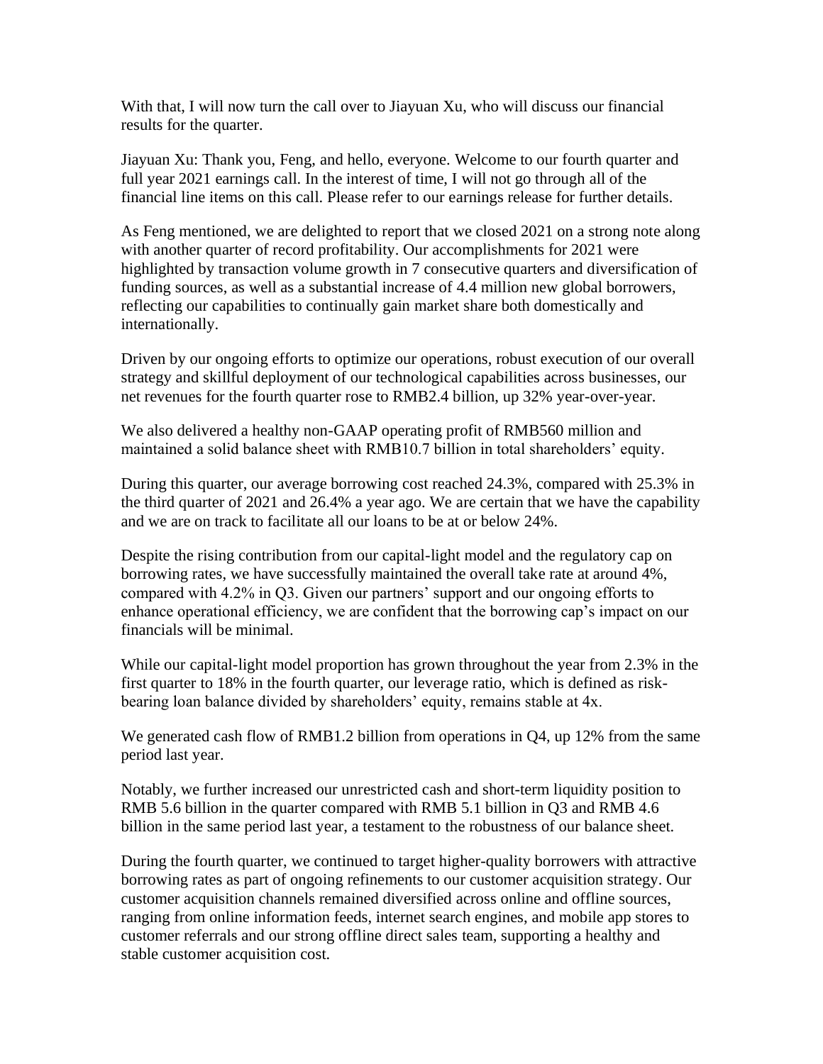With that, I will now turn the call over to Jiayuan Xu, who will discuss our financial results for the quarter.

Jiayuan Xu: Thank you, Feng, and hello, everyone. Welcome to our fourth quarter and full year 2021 earnings call. In the interest of time, I will not go through all of the financial line items on this call. Please refer to our earnings release for further details.

As Feng mentioned, we are delighted to report that we closed 2021 on a strong note along with another quarter of record profitability. Our accomplishments for 2021 were highlighted by transaction volume growth in 7 consecutive quarters and diversification of funding sources, as well as a substantial increase of 4.4 million new global borrowers, reflecting our capabilities to continually gain market share both domestically and internationally.

Driven by our ongoing efforts to optimize our operations, robust execution of our overall strategy and skillful deployment of our technological capabilities across businesses, our net revenues for the fourth quarter rose to RMB2.4 billion, up 32% year-over-year.

We also delivered a healthy non-GAAP operating profit of RMB560 million and maintained a solid balance sheet with RMB10.7 billion in total shareholders' equity.

During this quarter, our average borrowing cost reached 24.3%, compared with 25.3% in the third quarter of 2021 and 26.4% a year ago. We are certain that we have the capability and we are on track to facilitate all our loans to be at or below 24%.

Despite the rising contribution from our capital-light model and the regulatory cap on borrowing rates, we have successfully maintained the overall take rate at around 4%, compared with 4.2% in Q3. Given our partners' support and our ongoing efforts to enhance operational efficiency, we are confident that the borrowing cap's impact on our financials will be minimal.

While our capital-light model proportion has grown throughout the year from 2.3% in the first quarter to 18% in the fourth quarter, our leverage ratio, which is defined as risk-bearing loan balance divided by shareholders' equity, remains stable at 4x.

We generated cash flow of RMB1.2 billion from operations in Q4, up 12% from the same period last year.

Notably, we further increased our unrestricted cash and short-term liquidity position to RMB 5.6 billion in the quarter compared with RMB 5.1 billion in Q3 and RMB 4.6 billion in the same period last year, a testament to the robustness of our balance sheet.

During the fourth quarter, we continued to target higher-quality borrowers with attractive borrowing rates as part of ongoing refinements to our customer acquisition strategy. Our customer acquisition channels remained diversified across online and offline sources, ranging from online information feeds, internet search engines, and mobile app stores to customer referrals and our strong offline direct sales team, supporting a healthy and stable customer acquisition cost.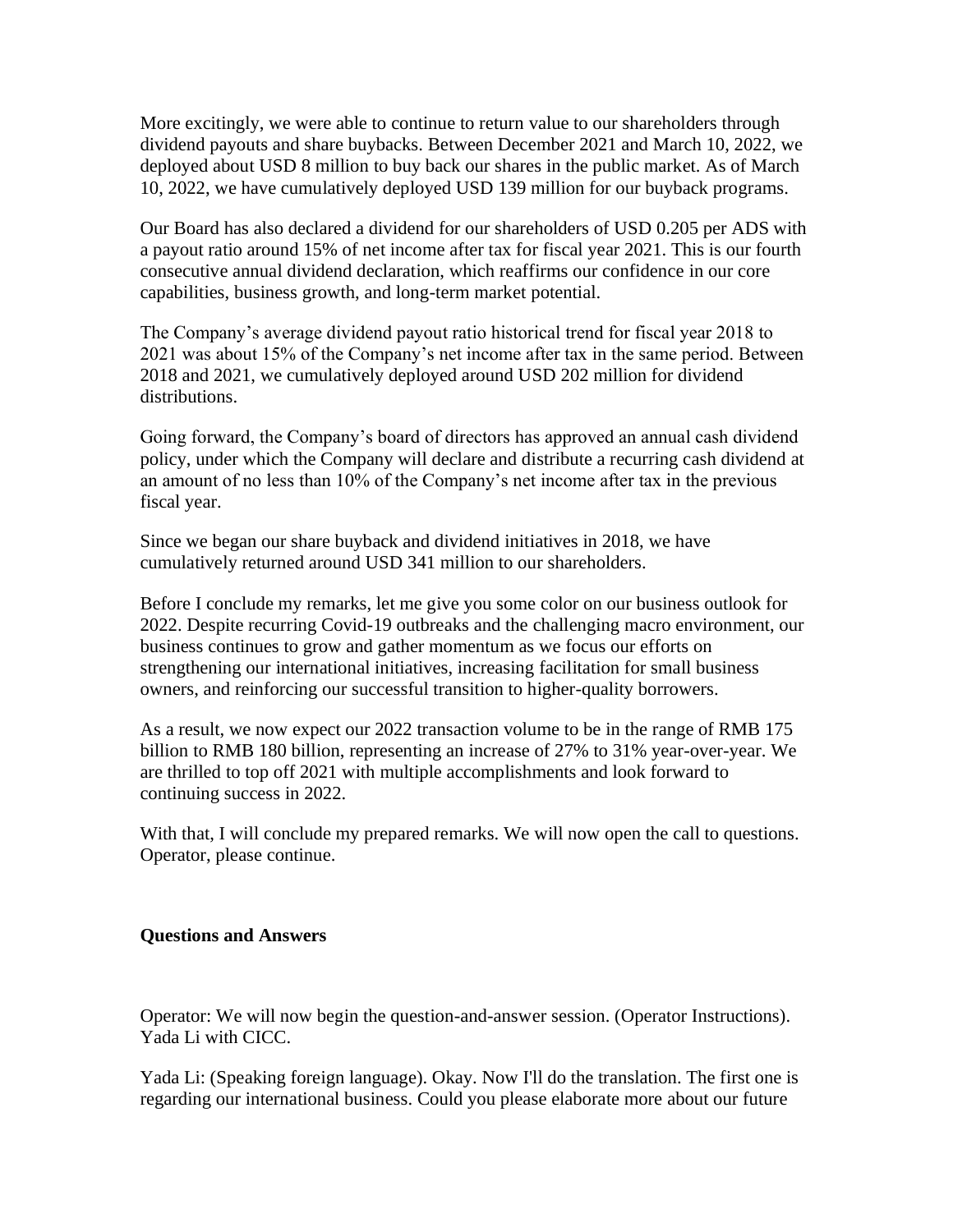More excitingly, we were able to continue to return value to our shareholders through dividend payouts and share buybacks. Between December 2021 and March 10, 2022, we deployed about USD 8 million to buy back our shares in the public market. As of March 10, 2022, we have cumulatively deployed USD 139 million for our buyback programs.

Our Board has also declared a dividend for our shareholders of USD 0.205 per ADS with a payout ratio around 15% of net income after tax for fiscal year 2021. This is our fourth consecutive annual dividend declaration, which reaffirms our confidence in our core capabilities, business growth, and long-term market potential.

The Company's average dividend payout ratio historical trend for fiscal year 2018 to 2021 was about 15% of the Company's net income after tax in the same period. Between 2018 and 2021, we cumulatively deployed around USD 202 million for dividend distributions.

Going forward, the Company's board of directors has approved an annual cash dividend policy, under which the Company will declare and distribute a recurring cash dividend at an amount of no less than 10% of the Company's net income after tax in the previous fiscal year.

Since we began our share buyback and dividend initiatives in 2018, we have cumulatively returned around USD 341 million to our shareholders.

Before I conclude my remarks, let me give you some color on our business outlook for 2022. Despite recurring Covid-19 outbreaks and the challenging macro environment, our business continues to grow and gather momentum as we focus our efforts on strengthening our international initiatives, increasing facilitation for small business owners, and reinforcing our successful transition to higher-quality borrowers.

As a result, we now expect our 2022 transaction volume to be in the range of RMB 175 billion to RMB 180 billion, representing an increase of 27% to 31% year-over-year. We are thrilled to top off 2021 with multiple accomplishments and look forward to continuing success in 2022.

With that, I will conclude my prepared remarks. We will now open the call to questions. Operator, please continue.

## Questions and Answers

Operator: We will now begin the question-and-answer session. (Operator Instructions). Yada Li with CICC.

Yada Li: (Speaking foreign language). Okay. Now I'll do the translation. The first one is regarding our international business. Could you please elaborate more about our future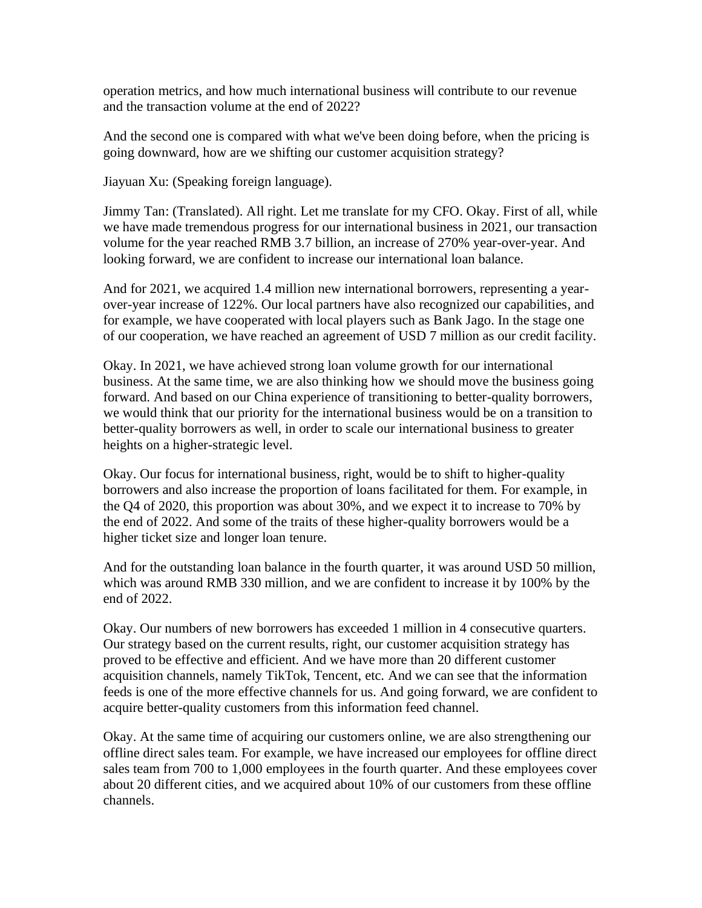operation metrics, and how much international business will contribute to our revenue and the transaction volume at the end of 2022?

And the second one is compared with what we've been doing before, when the pricing is going downward, how are we shifting our customer acquisition strategy?

Jiayuan Xu: (Speaking foreign language).

Jimmy Tan: (Translated). All right. Let me translate for my CFO. Okay. First of all, while we have made tremendous progress for our international business in 2021, our transaction volume for the year reached RMB 3.7 billion, an increase of 270% year-over-year. And looking forward, we are confident to increase our international loan balance.

And for 2021, we acquired 1.4 million new international borrowers, representing a year-over-year increase of 122%. Our local partners have also recognized our capabilities, and for example, we have cooperated with local players such as Bank Jago. In the stage one of our cooperation, we have reached an agreement of USD 7 million as our credit facility.

Okay. In 2021, we have achieved strong loan volume growth for our international business. At the same time, we are also thinking how we should move the business going forward. And based on our China experience of transitioning to better-quality borrowers, we would think that our priority for the international business would be on a transition to better-quality borrowers as well, in order to scale our international business to greater heights on a higher-strategic level.

Okay. Our focus for international business, right, would be to shift to higher-quality borrowers and also increase the proportion of loans facilitated for them. For example, in the Q4 of 2020, this proportion was about 30%, and we expect it to increase to 70% by the end of 2022. And some of the traits of these higher-quality borrowers would be a higher ticket size and longer loan tenure.

And for the outstanding loan balance in the fourth quarter, it was around USD 50 million, which was around RMB 330 million, and we are confident to increase it by 100% by the end of 2022.

Okay. Our numbers of new borrowers has exceeded 1 million in 4 consecutive quarters. Our strategy based on the current results, right, our customer acquisition strategy has proved to be effective and efficient. And we have more than 20 different customer acquisition channels, namely TikTok, Tencent, etc. And we can see that the information feeds is one of the more effective channels for us. And going forward, we are confident to acquire better-quality customers from this information feed channel.

Okay. At the same time of acquiring our customers online, we are also strengthening our offline direct sales team. For example, we have increased our employees for offline direct sales team from 700 to 1,000 employees in the fourth quarter. And these employees cover about 20 different cities, and we acquired about 10% of our customers from these offline channels.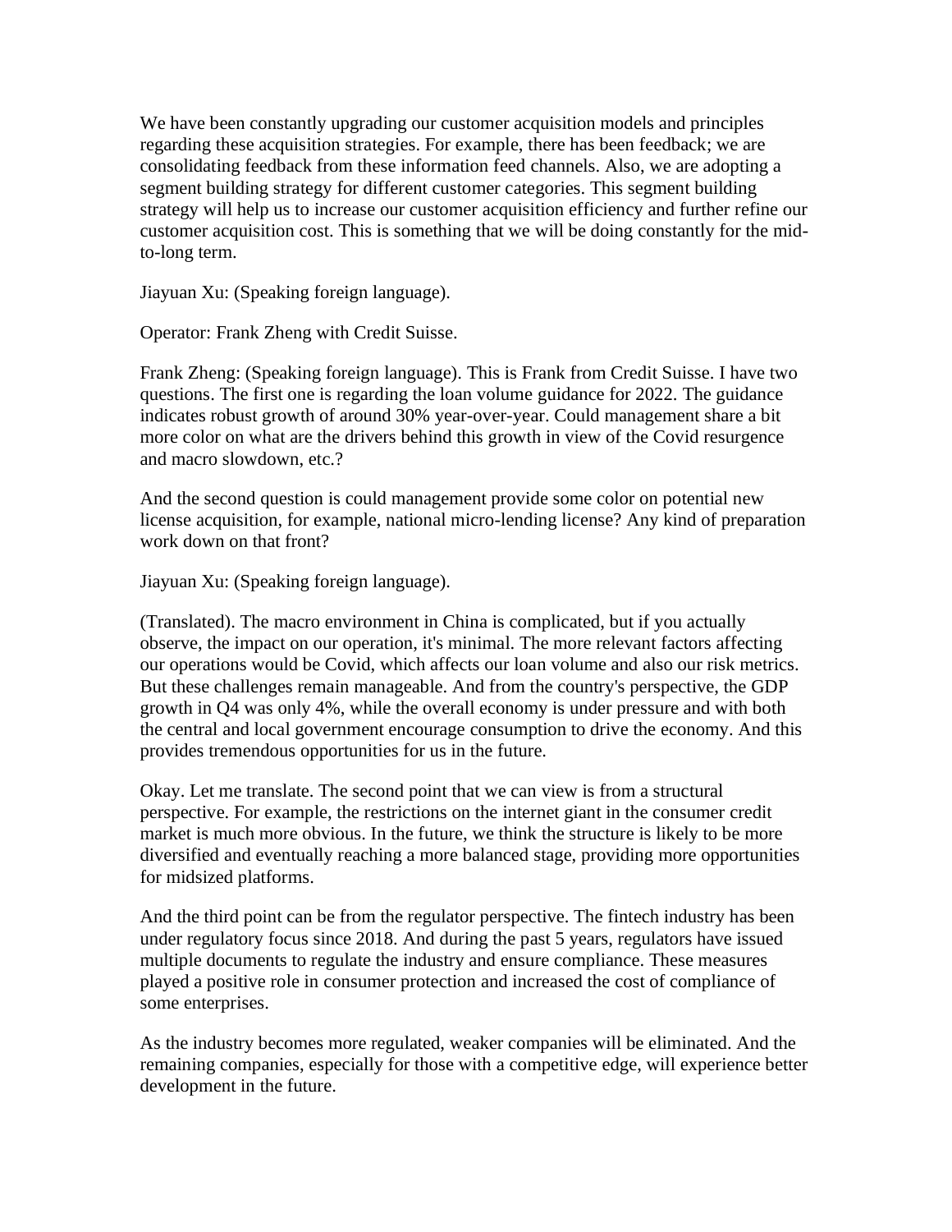We have been constantly upgrading our customer acquisition models and principles regarding these acquisition strategies. For example, there has been feedback; we are consolidating feedback from these information feed channels. Also, we are adopting a segment building strategy for different customer categories. This segment building strategy will help us to increase our customer acquisition efficiency and further refine our customer acquisition cost. This is something that we will be doing constantly for the mid-to-long term.

Jiayuan Xu: (Speaking foreign language).

Operator: Frank Zheng with Credit Suisse.

Frank Zheng: (Speaking foreign language). This is Frank from Credit Suisse. I have two questions. The first one is regarding the loan volume guidance for 2022. The guidance indicates robust growth of around 30% year-over-year. Could management share a bit more color on what are the drivers behind this growth in view of the Covid resurgence and macro slowdown, etc.?

And the second question is could management provide some color on potential new license acquisition, for example, national micro-lending license? Any kind of preparation work down on that front?

Jiayuan Xu: (Speaking foreign language).

(Translated). The macro environment in China is complicated, but if you actually observe, the impact on our operation, it's minimal. The more relevant factors affecting our operations would be Covid, which affects our loan volume and also our risk metrics. But these challenges remain manageable. And from the country's perspective, the GDP growth in Q4 was only 4%, while the overall economy is under pressure and with both the central and local government encourage consumption to drive the economy. And this provides tremendous opportunities for us in the future.

Okay. Let me translate. The second point that we can view is from a structural perspective. For example, the restrictions on the internet giant in the consumer credit market is much more obvious. In the future, we think the structure is likely to be more diversified and eventually reaching a more balanced stage, providing more opportunities for midsized platforms.

And the third point can be from the regulator perspective. The fintech industry has been under regulatory focus since 2018. And during the past 5 years, regulators have issued multiple documents to regulate the industry and ensure compliance. These measures played a positive role in consumer protection and increased the cost of compliance of some enterprises.

As the industry becomes more regulated, weaker companies will be eliminated. And the remaining companies, especially for those with a competitive edge, will experience better development in the future.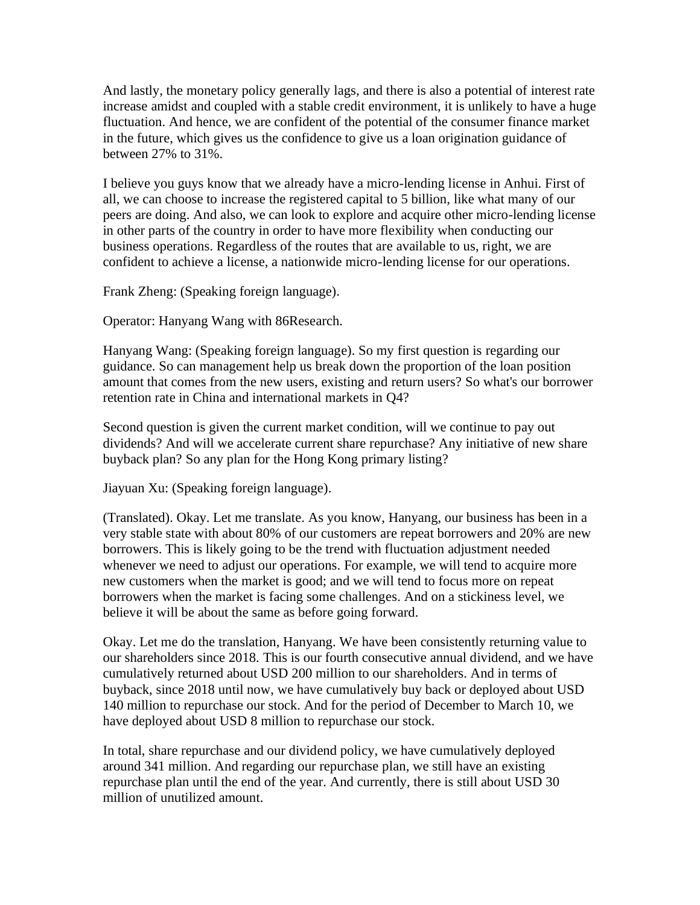And lastly, the monetary policy generally lags, and there is also a potential of interest rate increase amidst and coupled with a stable credit environment, it is unlikely to have a huge fluctuation. And hence, we are confident of the potential of the consumer finance market in the future, which gives us the confidence to give us a loan origination guidance of between 27% to 31%.

I believe you guys know that we already have a micro-lending license in Anhui. First of all, we can choose to increase the registered capital to 5 billion, like what many of our peers are doing. And also, we can look to explore and acquire other micro-lending license in other parts of the country in order to have more flexibility when conducting our business operations. Regardless of the routes that are available to us, right, we are confident to achieve a license, a nationwide micro-lending license for our operations.

Frank Zheng: (Speaking foreign language).

Operator: Hanyang Wang with 86Research.

Hanyang Wang: (Speaking foreign language). So my first question is regarding our guidance. So can management help us break down the proportion of the loan position amount that comes from the new users, existing and return users? So what's our borrower retention rate in China and international markets in Q4?

Second question is given the current market condition, will we continue to pay out dividends? And will we accelerate current share repurchase? Any initiative of new share buyback plan? So any plan for the Hong Kong primary listing?

Jiayuan Xu: (Speaking foreign language).

(Translated). Okay. Let me translate. As you know, Hanyang, our business has been in a very stable state with about 80% of our customers are repeat borrowers and 20% are new borrowers. This is likely going to be the trend with fluctuation adjustment needed whenever we need to adjust our operations. For example, we will tend to acquire more new customers when the market is good; and we will tend to focus more on repeat borrowers when the market is facing some challenges. And on a stickiness level, we believe it will be about the same as before going forward.

Okay. Let me do the translation, Hanyang. We have been consistently returning value to our shareholders since 2018. This is our fourth consecutive annual dividend, and we have cumulatively returned about USD 200 million to our shareholders. And in terms of buyback, since 2018 until now, we have cumulatively buy back or deployed about USD 140 million to repurchase our stock. And for the period of December to March 10, we have deployed about USD 8 million to repurchase our stock.

In total, share repurchase and our dividend policy, we have cumulatively deployed around 341 million. And regarding our repurchase plan, we still have an existing repurchase plan until the end of the year. And currently, there is still about USD 30 million of unutilized amount.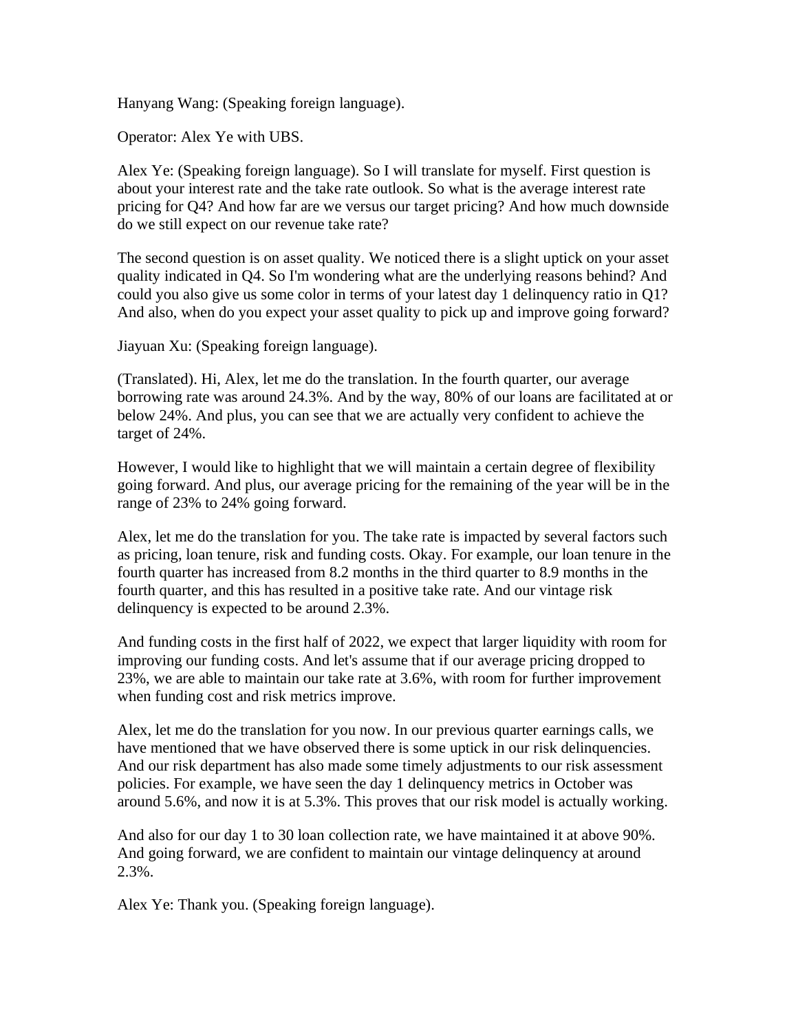Hanyang Wang: (Speaking foreign language).

Operator: Alex Ye with UBS.

Alex Ye: (Speaking foreign language). So I will translate for myself. First question is about your interest rate and the take rate outlook. So what is the average interest rate pricing for Q4? And how far are we versus our target pricing? And how much downside do we still expect on our revenue take rate?

The second question is on asset quality. We noticed there is a slight uptick on your asset quality indicated in Q4. So I'm wondering what are the underlying reasons behind? And could you also give us some color in terms of your latest day 1 delinquency ratio in Q1? And also, when do you expect your asset quality to pick up and improve going forward?

Jiayuan Xu: (Speaking foreign language).

(Translated). Hi, Alex, let me do the translation. In the fourth quarter, our average borrowing rate was around 24.3%. And by the way, 80% of our loans are facilitated at or below 24%. And plus, you can see that we are actually very confident to achieve the target of 24%.

However, I would like to highlight that we will maintain a certain degree of flexibility going forward. And plus, our average pricing for the remaining of the year will be in the range of 23% to 24% going forward.

Alex, let me do the translation for you. The take rate is impacted by several factors such as pricing, loan tenure, risk and funding costs. Okay. For example, our loan tenure in the fourth quarter has increased from 8.2 months in the third quarter to 8.9 months in the fourth quarter, and this has resulted in a positive take rate. And our vintage risk delinquency is expected to be around 2.3%.

And funding costs in the first half of 2022, we expect that larger liquidity with room for improving our funding costs. And let's assume that if our average pricing dropped to 23%, we are able to maintain our take rate at 3.6%, with room for further improvement when funding cost and risk metrics improve.

Alex, let me do the translation for you now. In our previous quarter earnings calls, we have mentioned that we have observed there is some uptick in our risk delinquencies. And our risk department has also made some timely adjustments to our risk assessment policies. For example, we have seen the day 1 delinquency metrics in October was around 5.6%, and now it is at 5.3%. This proves that our risk model is actually working.

And also for our day 1 to 30 loan collection rate, we have maintained it at above 90%. And going forward, we are confident to maintain our vintage delinquency at around 2.3%.

Alex Ye: Thank you. (Speaking foreign language).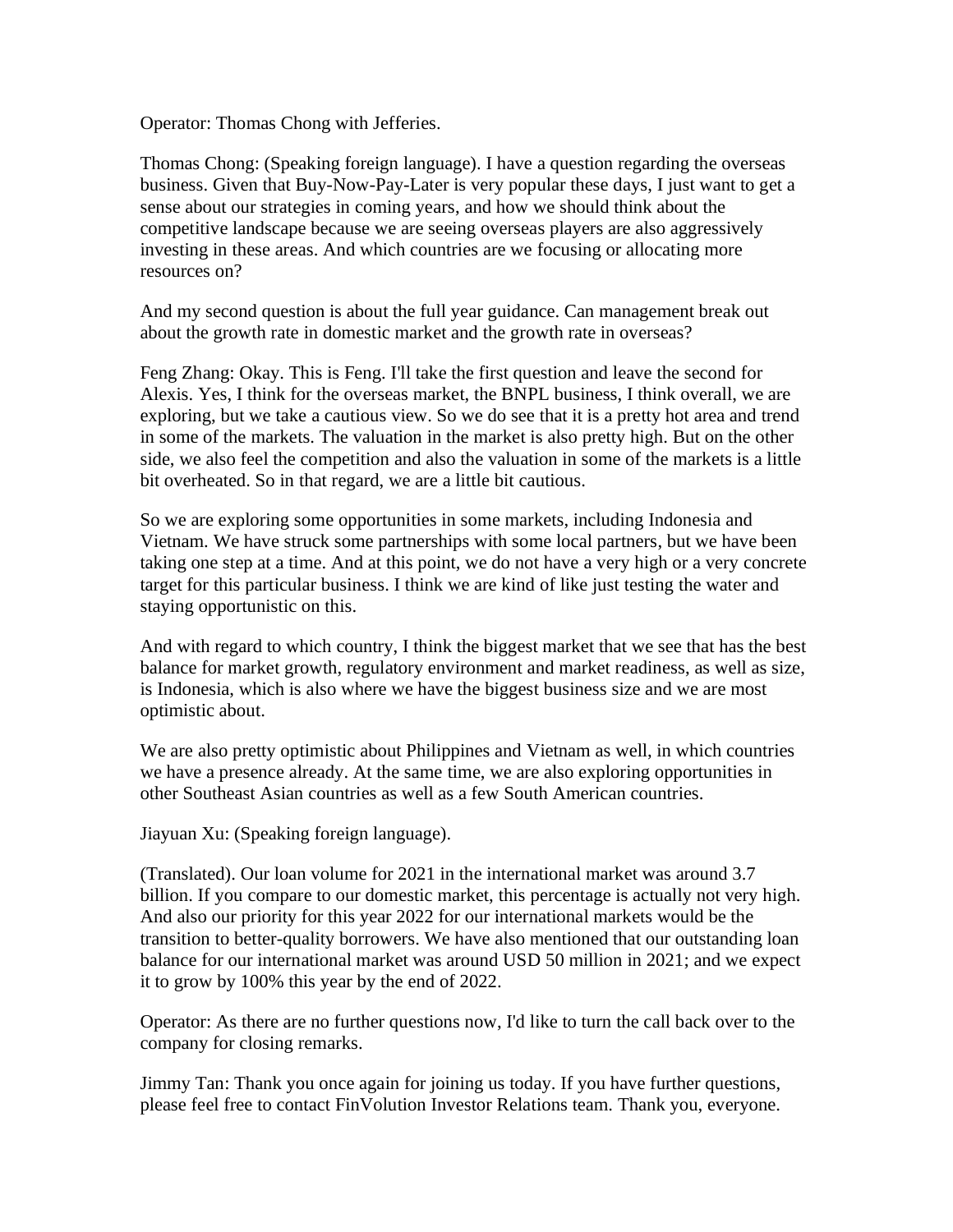Operator: Thomas Chong with Jefferies.

Thomas Chong: (Speaking foreign language). I have a question regarding the overseas business. Given that Buy-Now-Pay-Later is very popular these days, I just want to get a sense about our strategies in coming years, and how we should think about the competitive landscape because we are seeing overseas players are also aggressively investing in these areas. And which countries are we focusing or allocating more resources on?

And my second question is about the full year guidance. Can management break out about the growth rate in domestic market and the growth rate in overseas?

Feng Zhang: Okay. This is Feng. I'll take the first question and leave the second for Alexis. Yes, I think for the overseas market, the BNPL business, I think overall, we are exploring, but we take a cautious view. So we do see that it is a pretty hot area and trend in some of the markets. The valuation in the market is also pretty high. But on the other side, we also feel the competition and also the valuation in some of the markets is a little bit overheated. So in that regard, we are a little bit cautious.

So we are exploring some opportunities in some markets, including Indonesia and Vietnam. We have struck some partnerships with some local partners, but we have been taking one step at a time. And at this point, we do not have a very high or a very concrete target for this particular business. I think we are kind of like just testing the water and staying opportunistic on this.

And with regard to which country, I think the biggest market that we see that has the best balance for market growth, regulatory environment and market readiness, as well as size, is Indonesia, which is also where we have the biggest business size and we are most optimistic about.

We are also pretty optimistic about Philippines and Vietnam as well, in which countries we have a presence already. At the same time, we are also exploring opportunities in other Southeast Asian countries as well as a few South American countries.

Jiayuan Xu: (Speaking foreign language).

(Translated). Our loan volume for 2021 in the international market was around 3.7 billion. If you compare to our domestic market, this percentage is actually not very high. And also our priority for this year 2022 for our international markets would be the transition to better-quality borrowers. We have also mentioned that our outstanding loan balance for our international market was around USD 50 million in 2021; and we expect it to grow by 100% this year by the end of 2022.

Operator: As there are no further questions now, I'd like to turn the call back over to the company for closing remarks.

Jimmy Tan: Thank you once again for joining us today. If you have further questions, please feel free to contact FinVolution Investor Relations team. Thank you, everyone.